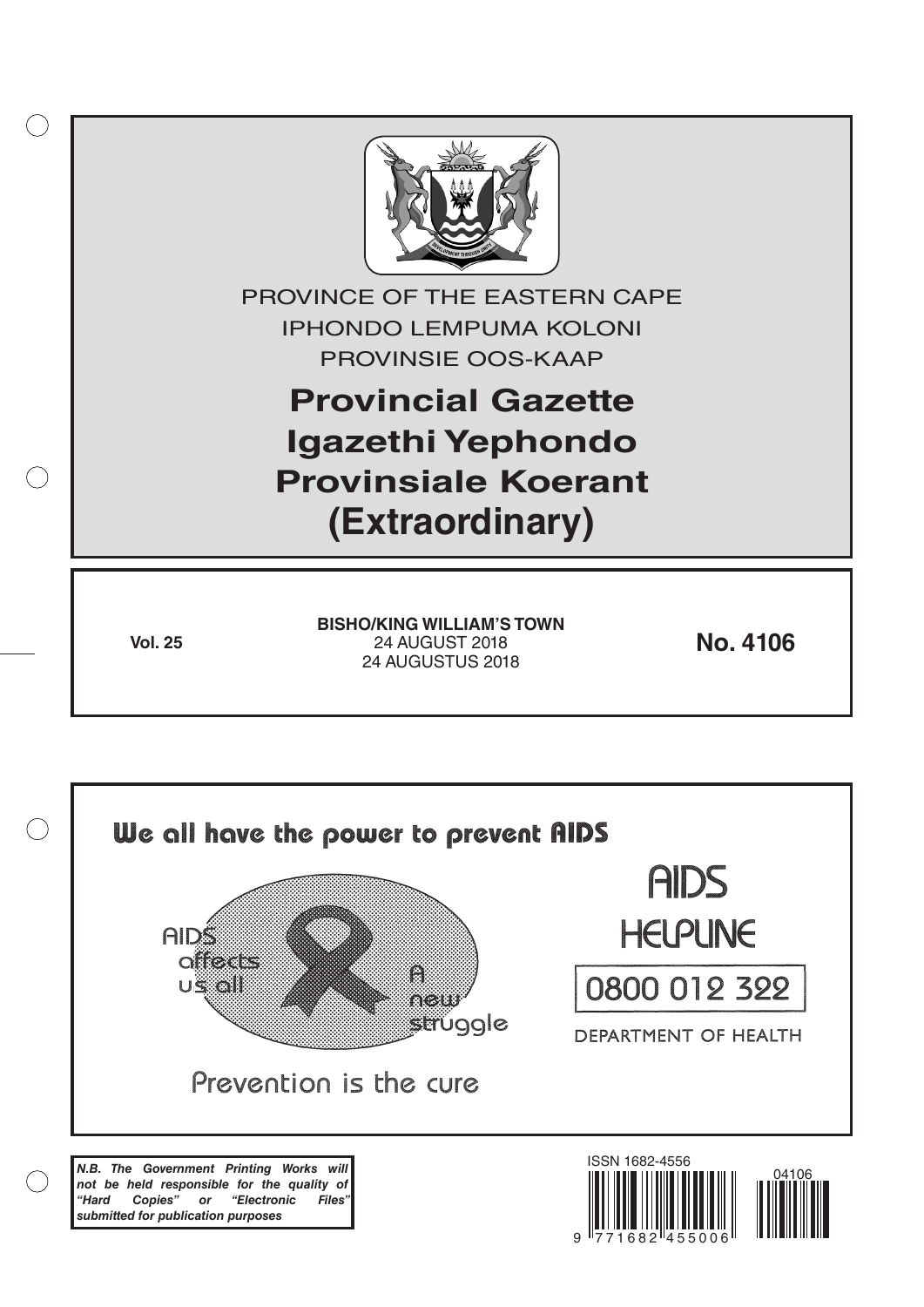PROVINCE OF THE EASTERN CAPE
IPHONDO LEMPUMA KOLONI
PROVINSIE OOS-KAAP

# Provincial Gazette
# Igazethi Yephondo
# Provinsiale Koerant
# (Extraordinary)

**Vol. 25**

**BISHO/KING WILLIAM'S TOWN**
24 AUGUST 2018
24 AUGUSTUS 2018

**No. 4106**

We all have the power to prevent AIDS

AIDS affects us all

A new struggle

Prevention is the cure

AIDS HELPLINE

0800 012 322

DEPARTMENT OF HEALTH

***N.B. The Government Printing Works will not be held responsible for the quality of "Hard Copies" or "Electronic Files" submitted for publication purposes***

ISSN 1682-4556

9 771682 455006

04106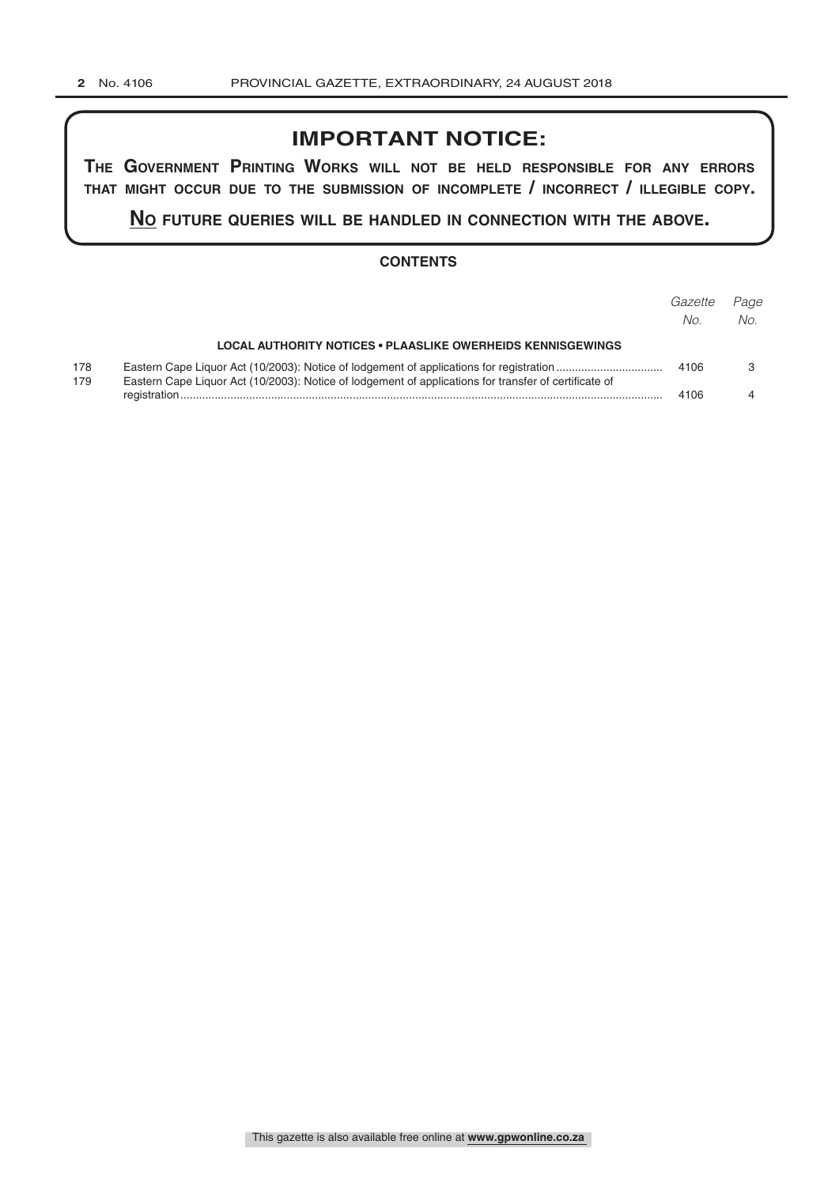## IMPORTANT NOTICE:

**THE GOVERNMENT PRINTING WORKS WILL NOT BE HELD RESPONSIBLE FOR ANY ERRORS THAT MIGHT OCCUR DUE TO THE SUBMISSION OF INCOMPLETE / INCORRECT / ILLEGIBLE COPY.**

**NO FUTURE QUERIES WILL BE HANDLED IN CONNECTION WITH THE ABOVE.**

### CONTENTS

| | | *Gazette No.* | *Page No.* |
|---|---|---|---|
| | **LOCAL AUTHORITY NOTICES • PLAASLIKE OWERHEIDS KENNISGEWINGS** | | |
| 178 | Eastern Cape Liquor Act (10/2003): Notice of lodgement of applications for registration | 4106 | 3 |
| 179 | Eastern Cape Liquor Act (10/2003): Notice of lodgement of applications for transfer of certificate of registration | 4106 | 4 |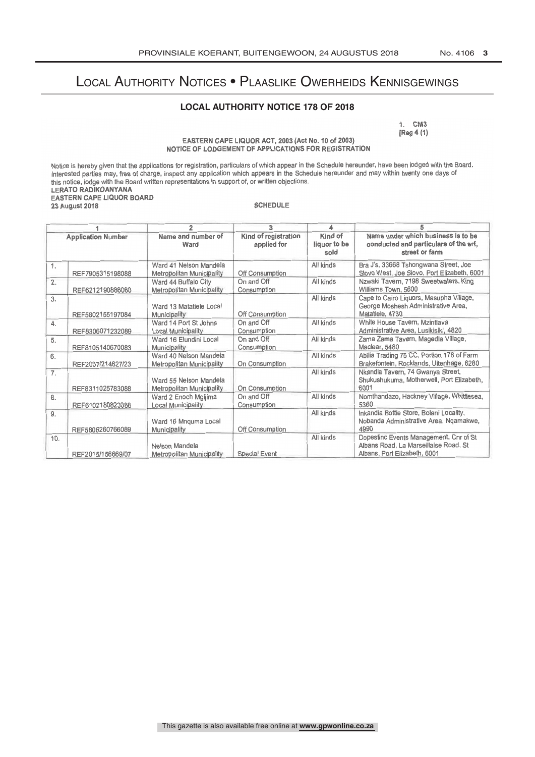# Local Authority Notices • Plaaslike Owerheids Kennisgewings

## LOCAL AUTHORITY NOTICE 178 OF 2018

1. CM3
[Reg 4 (1)

EASTERN CAPE LIQUOR ACT, 2003 (Act No. 10 of 2003)
NOTICE OF LODGEMENT OF APPLICATIONS FOR REGISTRATION

Notice is hereby given that the applications for registration, particulars of which appear in the Schedule hereunder, have been lodged with the Board. Interested parties may, free of charge, inspect any application which appears in the Schedule hereunder and may within twenty one days of this notice, lodge with the Board written representations in support of, or written objections.

**LERATO RADIKOANYANA**
**EASTERN CAPE LIQUOR BOARD**
**23 August 2018**

SCHEDULE

| 1 | | 2 | 3 | 4 | 5 |
|---|---|---|---|---|---|
| Application Number | | Name and number of Ward | Kind of registration applied for | Kind of liquor to be sold | Name under which business is to be conducted and particulars of the erf, street or farm |
| 1. | REF7905315198088 | Ward 41 Nelson Mandela Metropolitan Municipality | Off Consumption | All kinds | Bra J's, 33668 Tshongwana Street, Joe Slovo West, Joe Slovo, Port Elizabeth, 6001 |
| 2. | REF6212190886080 | Ward 44 Buffalo City Metropolitan Municipality | On and Off Consumption | All kinds | Nzwaki Tavern, 7198 Sweetwaters, King Williams Town, 5600 |
| 3. | REF5802155197084 | Ward 13 Matatiele Local Municipality | Off Consumption | All kinds | Cape to Cairo Liquors, Masupha Village, George Moshesh Administrative Area, Matatiele, 4730 |
| 4. | REF8306071232089 | Ward 14 Port St Johns Local Municipality | On and Off Consumption | All kinds | White House Tavern, Mzintlava Administrative Area, Lusikisiki, 4820 |
| 5. | REF8105140670083 | Ward 16 Elundini Local Municipality | On and Off Consumption | All kinds | Zama Zama Tavern, Magedla Village, Maclear, 5480 |
| 6. | REF2007/214627/23 | Ward 40 Nelson Mandela Metropolitan Municipality | On Consumption | All kinds | Abilia Trading 75 CC, Portion 178 of Farm Brakefontein, Rocklands, Uitenhage, 6280 |
| 7. | REF8311025783088 | Ward 55 Nelson Mandela Metropolitan Municipality | On Consumption | All kinds | Nkandla Tavern, 74 Gwanya Street, Shukushukuma, Motherwell, Port Elizabeth, 6001 |
| 8. | REF6102180823088 | Ward 2 Enoch Mgijima Local Municipality | On and Off Consumption | All kinds | Nomthandazo, Hackney Village, Whittlesea, 5360 |
| 9. | REF5806260766089 | Ward 16 Mnquma Local Municipality | Off Consumption | All kinds | Inkandla Bottle Store, Bolani Locality, Nobanda Administrative Area, Nqamakwe, 4990 |
| 10. | REF2015/156669/07 | Nelson Mandela Metropolitan Municipality | Special Event | All kinds | Dopestinc Events Management, Cnr of St Albans Road, La Marseillaise Road, St Albans, Port Elizabeth, 6001 |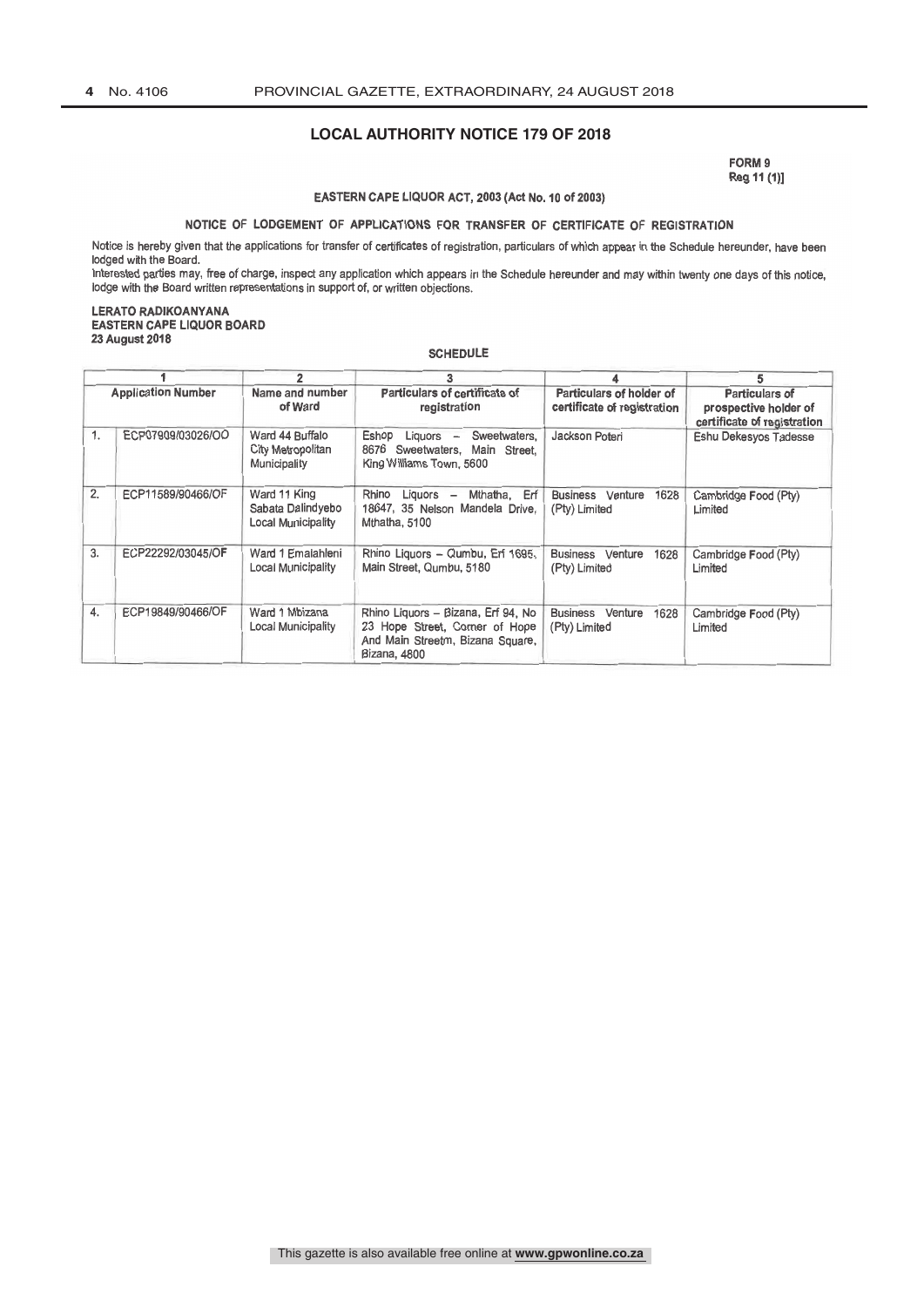## LOCAL AUTHORITY NOTICE 179 OF 2018

**FORM 9**
**Reg 11 (1)]**

**EASTERN CAPE LIQUOR ACT, 2003 (Act No. 10 of 2003)**

**NOTICE OF LODGEMENT OF APPLICATIONS FOR TRANSFER OF CERTIFICATE OF REGISTRATION**

Notice is hereby given that the applications for transfer of certificates of registration, particulars of which appear in the Schedule hereunder, have been lodged with the Board.

Interested parties may, free of charge, inspect any application which appears in the Schedule hereunder and may within twenty one days of this notice, lodge with the Board written representations in support of, or written objections.

**LERATO RADIKOANYANA**
**EASTERN CAPE LIQUOR BOARD**
**23 August 2018**

**SCHEDULE**

| 1 | | 2 | 3 | 4 | 5 |
|---|---|---|---|---|---|
| **Application Number** | | **Name and number of Ward** | **Particulars of certificate of registration** | **Particulars of holder of certificate of registration** | **Particulars of prospective holder of certificate of registration** |
| 1. | ECP07909/03026/OO | Ward 44 Buffalo City Metropolitan Municipality | Eshop Liquors – Sweetwaters, 8676 Sweetwaters, Main Street, King Williams Town, 5600 | Jackson Poteri | Eshu Dekesyos Tadesse |
| 2. | ECP11589/90466/OF | Ward 11 King Sabata Dalindyebo Local Municipality | Rhino Liquors – Mthatha, Erf 18647, 35 Nelson Mandela Drive, Mthatha, 5100 | Business Venture 1628 (Pty) Limited | Cambridge Food (Pty) Limited |
| 3. | ECP22292/03045/OF | Ward 1 Emalahleni Local Municipality | Rhino Liquors – Qumbu, Erf 1695, Main Street, Qumbu, 5180 | Business Venture 1628 (Pty) Limited | Cambridge Food (Pty) Limited |
| 4. | ECP19849/90466/OF | Ward 1 Mbizana Local Municipality | Rhino Liquors – Bizana, Erf 94, No 23 Hope Street, Corner of Hope And Main Streetm, Bizana Square, Bizana, 4800 | Business Venture 1628 (Pty) Limited | Cambridge Food (Pty) Limited |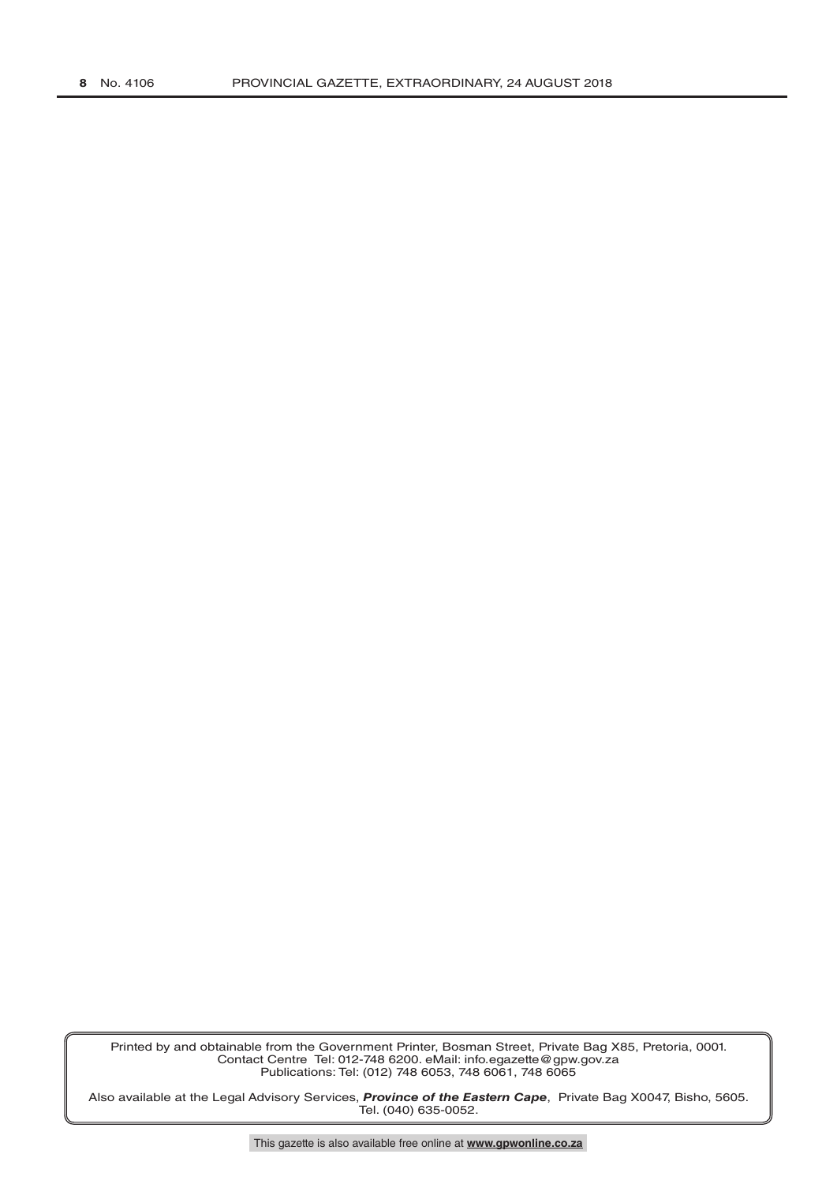Printed by and obtainable from the Government Printer, Bosman Street, Private Bag X85, Pretoria, 0001.
Contact Centre Tel: 012-748 6200. eMail: info.egazette@gpw.gov.za
Publications: Tel: (012) 748 6053, 748 6061, 748 6065

Also available at the Legal Advisory Services, ***Province of the Eastern Cape***, Private Bag X0047, Bisho, 5605.
Tel. (040) 635-0052.

This gazette is also available free online at **www.gpwonline.co.za**